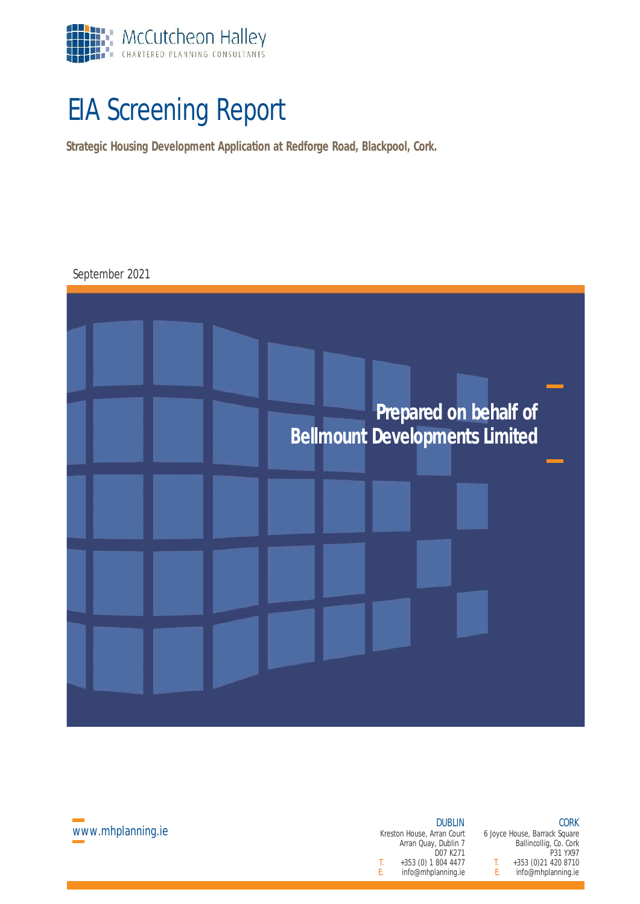McCutcheon Halley
CHARTERED PLANNING CONSULTANTS

# EIA Screening Report

**Strategic Housing Development Application at Redforge Road, Blackpool, Cork.**

September 2021

**Prepared on behalf of Bellmount Developments Limited**

www.mhplanning.ie

**DUBLIN**
Kreston House, Arran Court
Arran Quay, Dublin 7
D07 K271
T. +353 (0) 1 804 4477
E. info@mhplanning.ie

**CORK**
6 Joyce House, Barrack Square
Ballincollig, Co. Cork
P31 YX97
T. +353 (0)21 420 8710
E. info@mhplanning.ie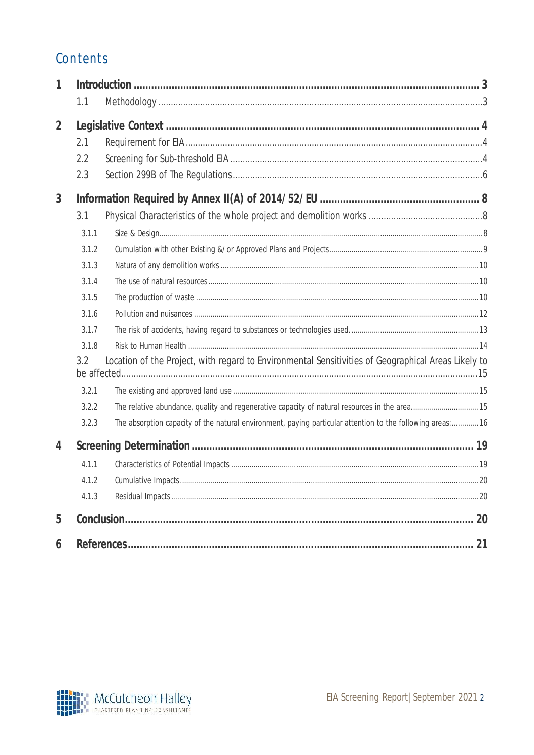# Contents

| | | |
|---|---|---|
| **1** | **Introduction** | **3** |
| 1.1 | Methodology | 3 |
| **2** | **Legislative Context** | **4** |
| 2.1 | Requirement for EIA | 4 |
| 2.2 | Screening for Sub-threshold EIA | 4 |
| 2.3 | Section 299B of The Regulations | 6 |
| **3** | **Information Required by Annex II(A) of 2014/52/EU** | **8** |
| 3.1 | Physical Characteristics of the whole project and demolition works | 8 |
| 3.1.1 | Size & Design | 8 |
| 3.1.2 | Cumulation with other Existing &/or Approved Plans and Projects | 9 |
| 3.1.3 | Natura of any demolition works | 10 |
| 3.1.4 | The use of natural resources | 10 |
| 3.1.5 | The production of waste | 10 |
| 3.1.6 | Pollution and nuisances | 12 |
| 3.1.7 | The risk of accidents, having regard to substances or technologies used. | 13 |
| 3.1.8 | Risk to Human Health | 14 |
| 3.2 | Location of the Project, with regard to Environmental Sensitivities of Geographical Areas Likely to be affected | 15 |
| 3.2.1 | The existing and approved land use | 15 |
| 3.2.2 | The relative abundance, quality and regenerative capacity of natural resources in the area | 15 |
| 3.2.3 | The absorption capacity of the natural environment, paying particular attention to the following areas: | 16 |
| **4** | **Screening Determination** | **19** |
| 4.1.1 | Characteristics of Potential Impacts | 19 |
| 4.1.2 | Cumulative Impacts | 20 |
| 4.1.3 | Residual Impacts | 20 |
| **5** | **Conclusion** | **20** |
| **6** | **References** | **21** |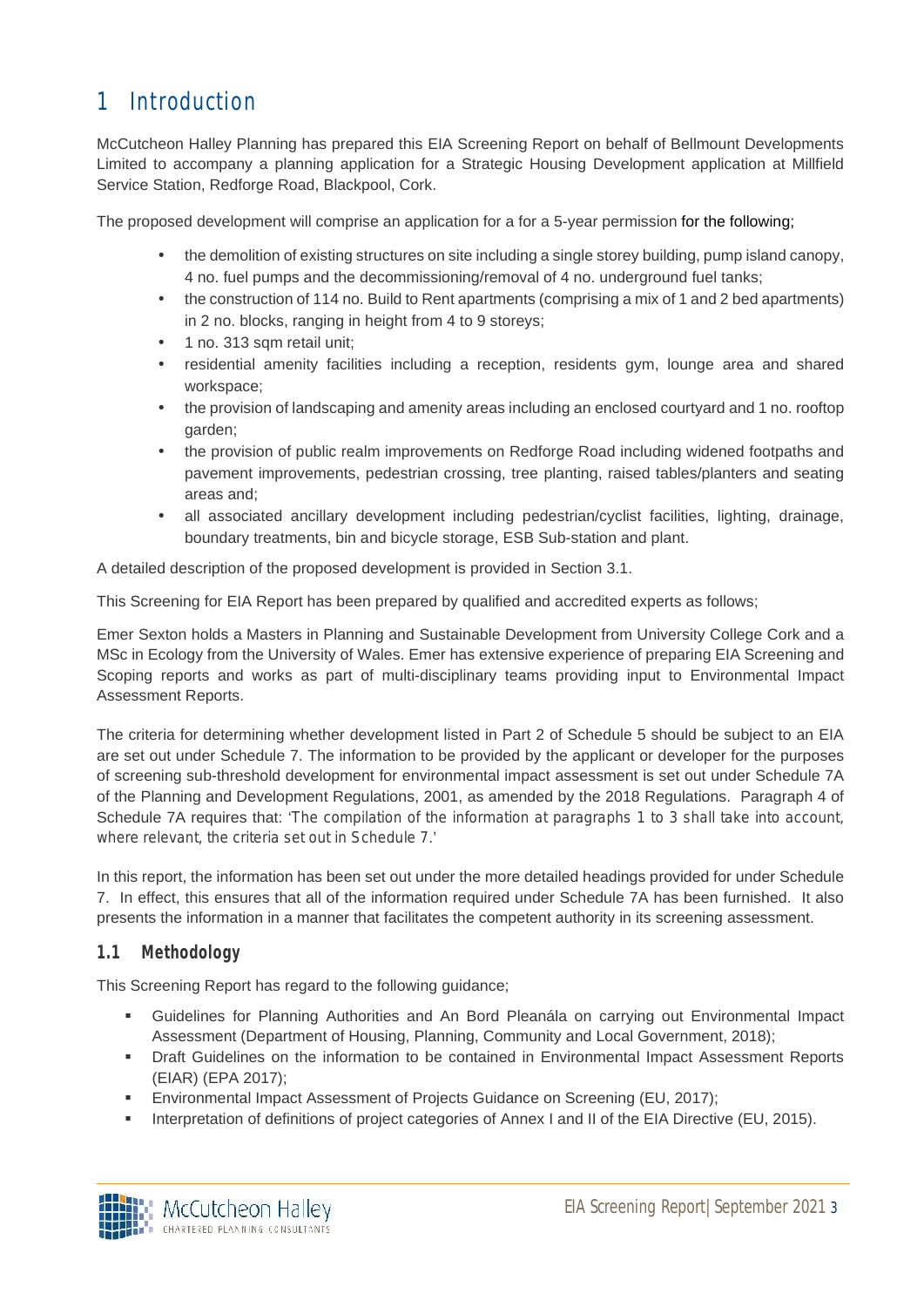# 1 Introduction

McCutcheon Halley Planning has prepared this EIA Screening Report on behalf of Bellmount Developments Limited to accompany a planning application for a Strategic Housing Development application at Millfield Service Station, Redforge Road, Blackpool, Cork.

The proposed development will comprise an application for a for a 5-year permission for the following;

- the demolition of existing structures on site including a single storey building, pump island canopy, 4 no. fuel pumps and the decommissioning/removal of 4 no. underground fuel tanks;
- the construction of 114 no. Build to Rent apartments (comprising a mix of 1 and 2 bed apartments) in 2 no. blocks, ranging in height from 4 to 9 storeys;
- 1 no. 313 sqm retail unit;
- residential amenity facilities including a reception, residents gym, lounge area and shared workspace;
- the provision of landscaping and amenity areas including an enclosed courtyard and 1 no. rooftop garden;
- the provision of public realm improvements on Redforge Road including widened footpaths and pavement improvements, pedestrian crossing, tree planting, raised tables/planters and seating areas and;
- all associated ancillary development including pedestrian/cyclist facilities, lighting, drainage, boundary treatments, bin and bicycle storage, ESB Sub-station and plant.

A detailed description of the proposed development is provided in Section 3.1.

This Screening for EIA Report has been prepared by qualified and accredited experts as follows;

Emer Sexton holds a Masters in Planning and Sustainable Development from University College Cork and a MSc in Ecology from the University of Wales. Emer has extensive experience of preparing EIA Screening and Scoping reports and works as part of multi-disciplinary teams providing input to Environmental Impact Assessment Reports.

The criteria for determining whether development listed in Part 2 of Schedule 5 should be subject to an EIA are set out under Schedule 7. The information to be provided by the applicant or developer for the purposes of screening sub-threshold development for environmental impact assessment is set out under Schedule 7A of the Planning and Development Regulations, 2001, as amended by the 2018 Regulations. Paragraph 4 of Schedule 7A requires that: '*The compilation of the information at paragraphs 1 to 3 shall take into account, where relevant, the criteria set out in Schedule 7.*'

In this report, the information has been set out under the more detailed headings provided for under Schedule 7. In effect, this ensures that all of the information required under Schedule 7A has been furnished. It also presents the information in a manner that facilitates the competent authority in its screening assessment.

## 1.1 Methodology

This Screening Report has regard to the following guidance;

- Guidelines for Planning Authorities and An Bord Pleanála on carrying out Environmental Impact Assessment (Department of Housing, Planning, Community and Local Government, 2018);
- Draft Guidelines on the information to be contained in Environmental Impact Assessment Reports (EIAR) (EPA 2017);
- Environmental Impact Assessment of Projects Guidance on Screening (EU, 2017);
- Interpretation of definitions of project categories of Annex I and II of the EIA Directive (EU, 2015).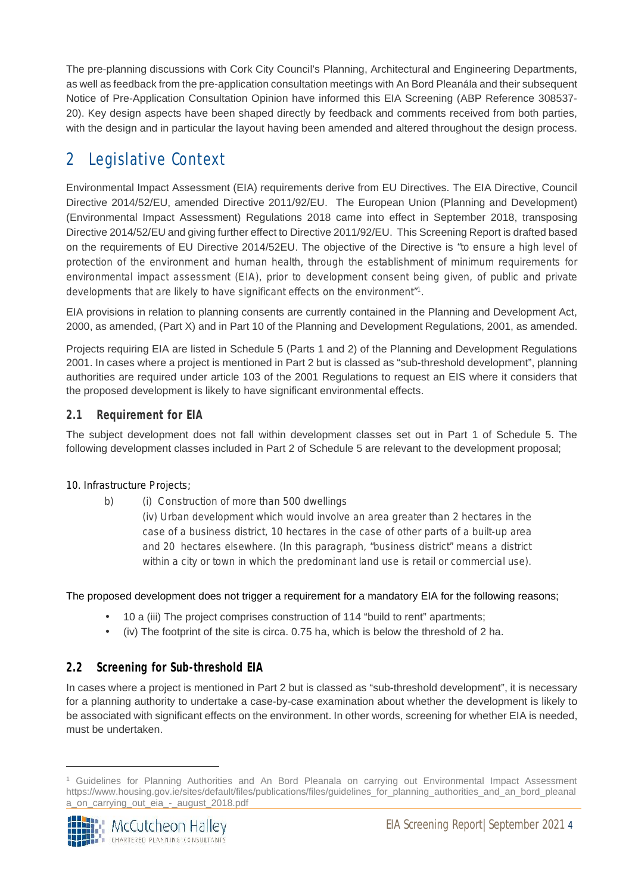The pre-planning discussions with Cork City Council's Planning, Architectural and Engineering Departments, as well as feedback from the pre-application consultation meetings with An Bord Pleanála and their subsequent Notice of Pre-Application Consultation Opinion have informed this EIA Screening (ABP Reference 308537-20). Key design aspects have been shaped directly by feedback and comments received from both parties, with the design and in particular the layout having been amended and altered throughout the design process.

# 2 Legislative Context

Environmental Impact Assessment (EIA) requirements derive from EU Directives. The EIA Directive, Council Directive 2014/52/EU, amended Directive 2011/92/EU. The European Union (Planning and Development) (Environmental Impact Assessment) Regulations 2018 came into effect in September 2018, transposing Directive 2014/52/EU and giving further effect to Directive 2011/92/EU. This Screening Report is drafted based on the requirements of EU Directive 2014/52EU. The objective of the Directive is *"to ensure a high level of protection of the environment and human health, through the establishment of minimum requirements for environmental impact assessment (EIA), prior to development consent being given, of public and private developments that are likely to have significant effects on the environment"*[1].

EIA provisions in relation to planning consents are currently contained in the Planning and Development Act, 2000, as amended, (Part X) and in Part 10 of the Planning and Development Regulations, 2001, as amended.

Projects requiring EIA are listed in Schedule 5 (Parts 1 and 2) of the Planning and Development Regulations 2001. In cases where a project is mentioned in Part 2 but is classed as "sub-threshold development", planning authorities are required under article 103 of the 2001 Regulations to request an EIS where it considers that the proposed development is likely to have significant environmental effects.

## 2.1 Requirement for EIA

The subject development does not fall within development classes set out in Part 1 of Schedule 5. The following development classes included in Part 2 of Schedule 5 are relevant to the development proposal;

10. Infrastructure Projects;

b) (i) Construction of more than 500 dwellings

(iv) Urban development which would involve an area greater than 2 hectares in the case of a business district, 10 hectares in the case of other parts of a built-up area and 20 hectares elsewhere. (In this paragraph, "business district" means a district within a city or town in which the predominant land use is retail or commercial use).

The proposed development does not trigger a requirement for a mandatory EIA for the following reasons;

- 10 a (iii) The project comprises construction of 114 "build to rent" apartments;
- (iv) The footprint of the site is circa. 0.75 ha, which is below the threshold of 2 ha.

## 2.2 Screening for Sub-threshold EIA

In cases where a project is mentioned in Part 2 but is classed as "sub-threshold development", it is necessary for a planning authority to undertake a case-by-case examination about whether the development is likely to be associated with significant effects on the environment. In other words, screening for whether EIA is needed, must be undertaken.

[1] Guidelines for Planning Authorities and An Bord Pleanala on carrying out Environmental Impact Assessment https://www.housing.gov.ie/sites/default/files/publications/files/guidelines_for_planning_authorities_and_an_bord_pleanala_on_carrying_out_eia_-_august_2018.pdf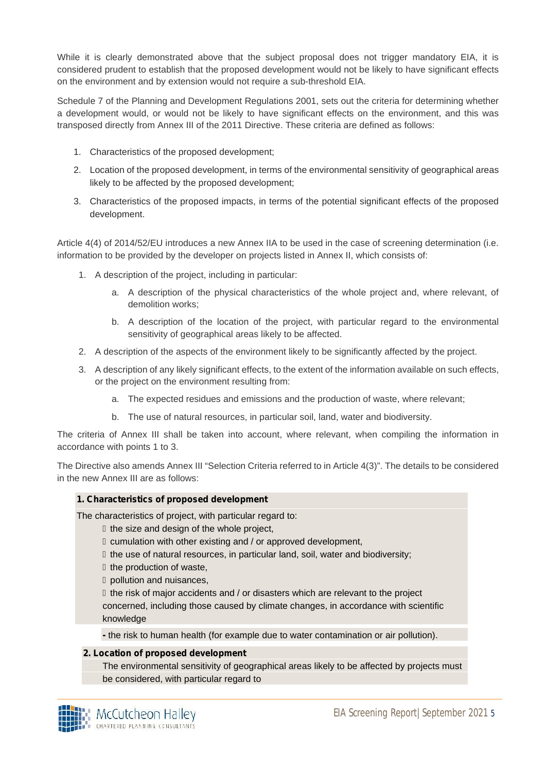While it is clearly demonstrated above that the subject proposal does not trigger mandatory EIA, it is considered prudent to establish that the proposed development would not be likely to have significant effects on the environment and by extension would not require a sub-threshold EIA.

Schedule 7 of the Planning and Development Regulations 2001, sets out the criteria for determining whether a development would, or would not be likely to have significant effects on the environment, and this was transposed directly from Annex III of the 2011 Directive. These criteria are defined as follows:

1. Characteristics of the proposed development;
2. Location of the proposed development, in terms of the environmental sensitivity of geographical areas likely to be affected by the proposed development;
3. Characteristics of the proposed impacts, in terms of the potential significant effects of the proposed development.

Article 4(4) of 2014/52/EU introduces a new Annex IIA to be used in the case of screening determination (i.e. information to be provided by the developer on projects listed in Annex II, which consists of:

1. A description of the project, including in particular:
    a. A description of the physical characteristics of the whole project and, where relevant, of demolition works;
    b. A description of the location of the project, with particular regard to the environmental sensitivity of geographical areas likely to be affected.
2. A description of the aspects of the environment likely to be significantly affected by the project.
3. A description of any likely significant effects, to the extent of the information available on such effects, or the project on the environment resulting from:
    a. The expected residues and emissions and the production of waste, where relevant;
    b. The use of natural resources, in particular soil, land, water and biodiversity.

The criteria of Annex III shall be taken into account, where relevant, when compiling the information in accordance with points 1 to 3.

The Directive also amends Annex III "Selection Criteria referred to in Article 4(3)". The details to be considered in the new Annex III are as follows:

**1. Characteristics of proposed development**

The characteristics of project, with particular regard to:

- the size and design of the whole project,
- cumulation with other existing and / or approved development,
- the use of natural resources, in particular land, soil, water and biodiversity;
- the production of waste,
- pollution and nuisances,
- the risk of major accidents and / or disasters which are relevant to the project concerned, including those caused by climate changes, in accordance with scientific knowledge
- the risk to human health (for example due to water contamination or air pollution).

**2. Location of proposed development**

The environmental sensitivity of geographical areas likely to be affected by projects must be considered, with particular regard to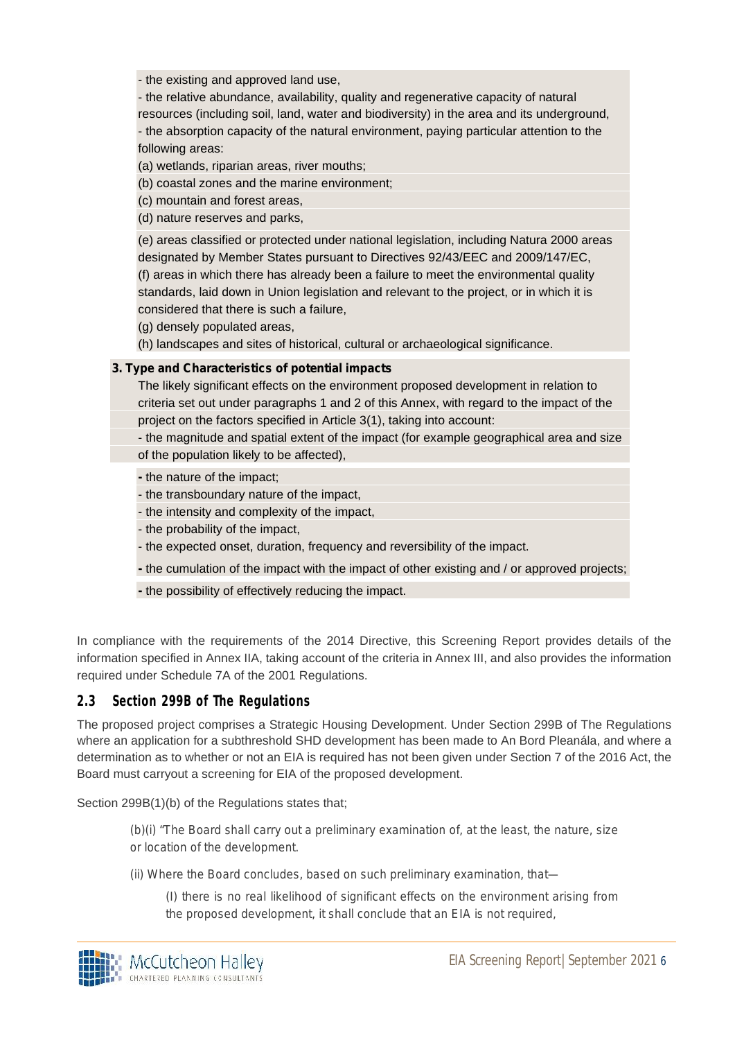- the existing and approved land use,

- the relative abundance, availability, quality and regenerative capacity of natural resources (including soil, land, water and biodiversity) in the area and its underground,

- the absorption capacity of the natural environment, paying particular attention to the following areas:

(a) wetlands, riparian areas, river mouths;

(b) coastal zones and the marine environment;

(c) mountain and forest areas,

(d) nature reserves and parks,

(e) areas classified or protected under national legislation, including Natura 2000 areas designated by Member States pursuant to Directives 92/43/EEC and 2009/147/EC,

(f) areas in which there has already been a failure to meet the environmental quality standards, laid down in Union legislation and relevant to the project, or in which it is considered that there is such a failure,

(g) densely populated areas,

(h) landscapes and sites of historical, cultural or archaeological significance.

**3. Type and Characteristics of potential impacts**

The likely significant effects on the environment proposed development in relation to criteria set out under paragraphs 1 and 2 of this Annex, with regard to the impact of the project on the factors specified in Article 3(1), taking into account:

- the magnitude and spatial extent of the impact (for example geographical area and size of the population likely to be affected),
- the nature of the impact;
- the transboundary nature of the impact,
- the intensity and complexity of the impact,
- the probability of the impact,
- the expected onset, duration, frequency and reversibility of the impact.
- the cumulation of the impact with the impact of other existing and / or approved projects;
- the possibility of effectively reducing the impact.

In compliance with the requirements of the 2014 Directive, this Screening Report provides details of the information specified in Annex IIA, taking account of the criteria in Annex III, and also provides the information required under Schedule 7A of the 2001 Regulations.

## 2.3 Section 299B of The Regulations

The proposed project comprises a Strategic Housing Development. Under Section 299B of The Regulations where an application for a subthreshold SHD development has been made to An Bord Pleanála, and where a determination as to whether or not an EIA is required has not been given under Section 7 of the 2016 Act, the Board must carryout a screening for EIA of the proposed development.

Section 299B(1)(b) of the Regulations states that;

> (b)(i) "The Board shall carry out a preliminary examination of, at the least, the nature, size or location of the development.
>
> (ii) Where the Board concludes, based on such preliminary examination, that—
>
> (I) there is no real likelihood of significant effects on the environment arising from the proposed development, it shall conclude that an EIA is not required,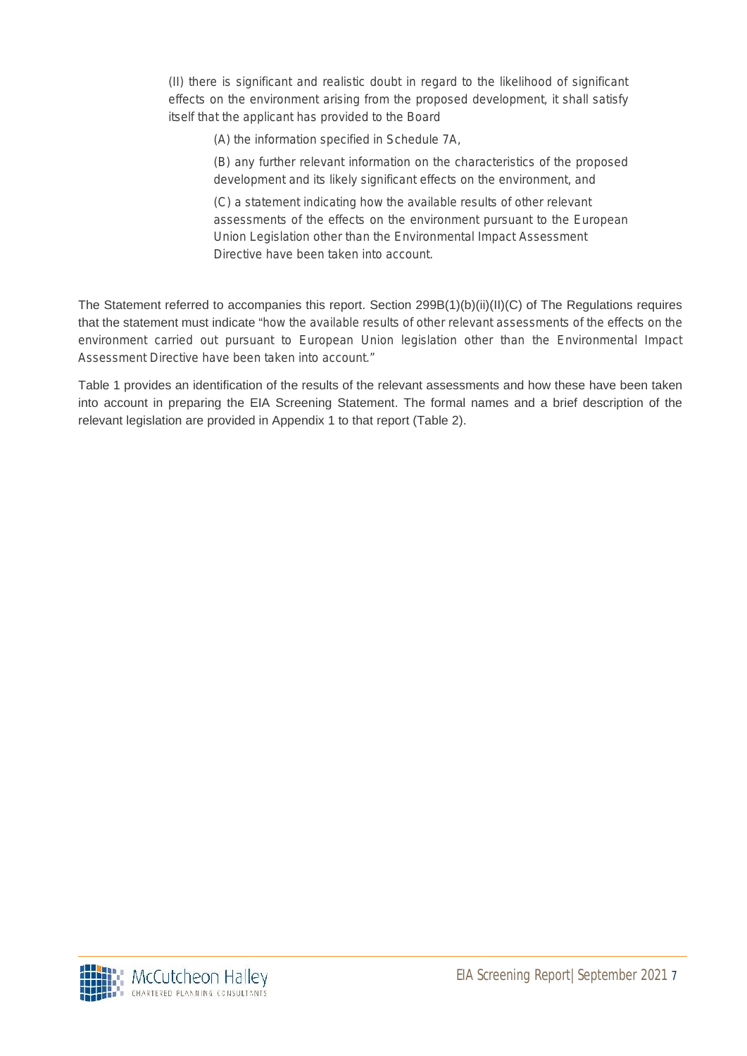> (II) there is significant and realistic doubt in regard to the likelihood of significant effects on the environment arising from the proposed development, it shall satisfy itself that the applicant has provided to the Board
>
> > (A) the information specified in Schedule 7A,
> >
> > (B) any further relevant information on the characteristics of the proposed development and its likely significant effects on the environment, and
> >
> > (C) a statement indicating how the available results of other relevant assessments of the effects on the environment pursuant to the European Union Legislation other than the Environmental Impact Assessment Directive have been taken into account.

The Statement referred to accompanies this report. Section 299B(1)(b)(ii)(II)(C) of The Regulations requires that the statement must indicate "how the available results of other relevant assessments of the effects on the environment carried out pursuant to European Union legislation other than the Environmental Impact Assessment Directive have been taken into account."

Table 1 provides an identification of the results of the relevant assessments and how these have been taken into account in preparing the EIA Screening Statement. The formal names and a brief description of the relevant legislation are provided in Appendix 1 to that report (Table 2).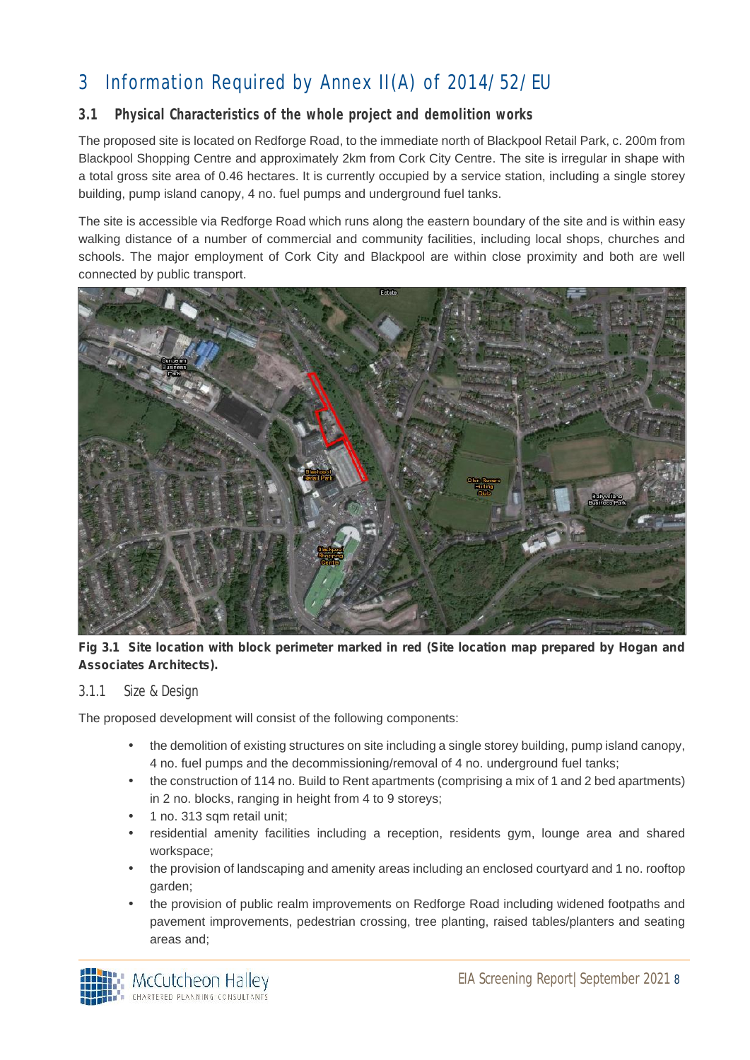# 3 Information Required by Annex II(A) of 2014/52/EU

## 3.1 Physical Characteristics of the whole project and demolition works

The proposed site is located on Redforge Road, to the immediate north of Blackpool Retail Park, c. 200m from Blackpool Shopping Centre and approximately 2km from Cork City Centre. The site is irregular in shape with a total gross site area of 0.46 hectares. It is currently occupied by a service station, including a single storey building, pump island canopy, 4 no. fuel pumps and underground fuel tanks.

The site is accessible via Redforge Road which runs along the eastern boundary of the site and is within easy walking distance of a number of commercial and community facilities, including local shops, churches and schools. The major employment of Cork City and Blackpool are within close proximity and both are well connected by public transport.

**Fig 3.1 Site location with block perimeter marked in red (Site location map prepared by Hogan and Associates Architects).**

### 3.1.1 Size & Design

The proposed development will consist of the following components:

- the demolition of existing structures on site including a single storey building, pump island canopy, 4 no. fuel pumps and the decommissioning/removal of 4 no. underground fuel tanks;
- the construction of 114 no. Build to Rent apartments (comprising a mix of 1 and 2 bed apartments) in 2 no. blocks, ranging in height from 4 to 9 storeys;
- 1 no. 313 sqm retail unit;
- residential amenity facilities including a reception, residents gym, lounge area and shared workspace;
- the provision of landscaping and amenity areas including an enclosed courtyard and 1 no. rooftop garden;
- the provision of public realm improvements on Redforge Road including widened footpaths and pavement improvements, pedestrian crossing, tree planting, raised tables/planters and seating areas and;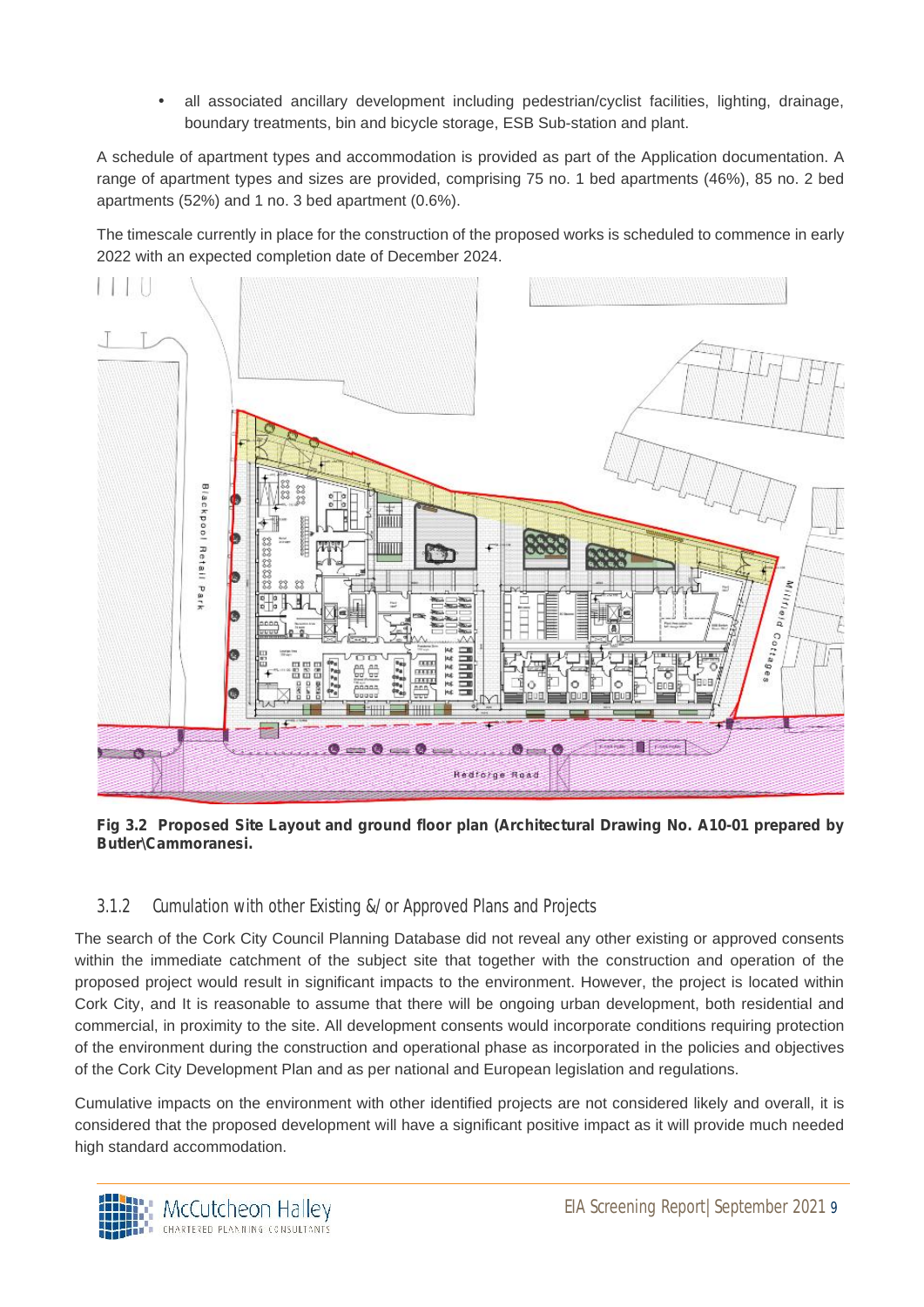- all associated ancillary development including pedestrian/cyclist facilities, lighting, drainage, boundary treatments, bin and bicycle storage, ESB Sub-station and plant.

A schedule of apartment types and accommodation is provided as part of the Application documentation. A range of apartment types and sizes are provided, comprising 75 no. 1 bed apartments (46%), 85 no. 2 bed apartments (52%) and 1 no. 3 bed apartment (0.6%).

The timescale currently in place for the construction of the proposed works is scheduled to commence in early 2022 with an expected completion date of December 2024.

**Fig 3.2 Proposed Site Layout and ground floor plan (Architectural Drawing No. A10-01 prepared by Butler\Cammoranesi.**

### 3.1.2 Cumulation with other Existing &/ or Approved Plans and Projects

The search of the Cork City Council Planning Database did not reveal any other existing or approved consents within the immediate catchment of the subject site that together with the construction and operation of the proposed project would result in significant impacts to the environment. However, the project is located within Cork City, and It is reasonable to assume that there will be ongoing urban development, both residential and commercial, in proximity to the site. All development consents would incorporate conditions requiring protection of the environment during the construction and operational phase as incorporated in the policies and objectives of the Cork City Development Plan and as per national and European legislation and regulations.

Cumulative impacts on the environment with other identified projects are not considered likely and overall, it is considered that the proposed development will have a significant positive impact as it will provide much needed high standard accommodation.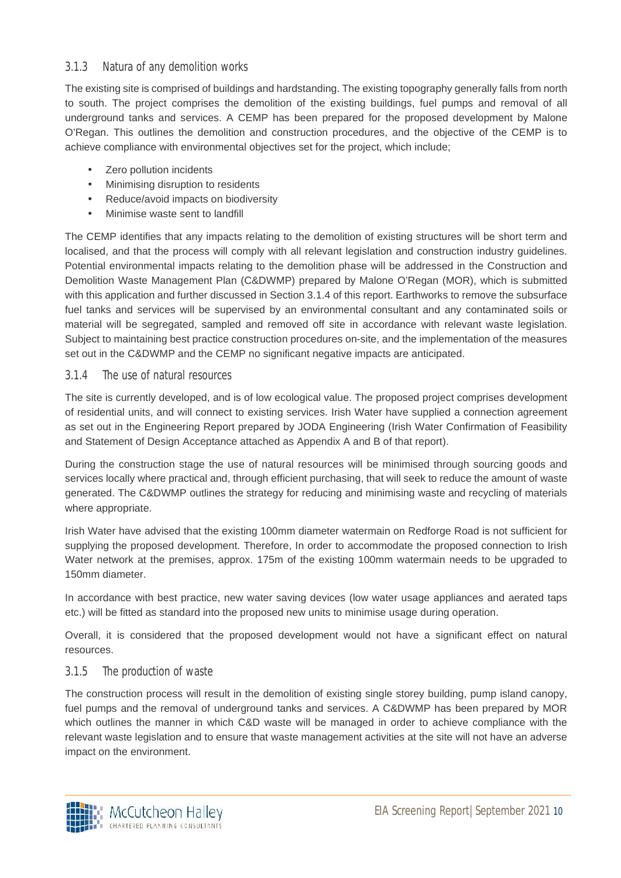### 3.1.3 Natura of any demolition works

The existing site is comprised of buildings and hardstanding. The existing topography generally falls from north to south. The project comprises the demolition of the existing buildings, fuel pumps and removal of all underground tanks and services. A CEMP has been prepared for the proposed development by Malone O'Regan. This outlines the demolition and construction procedures, and the objective of the CEMP is to achieve compliance with environmental objectives set for the project, which include;

- Zero pollution incidents
- Minimising disruption to residents
- Reduce/avoid impacts on biodiversity
- Minimise waste sent to landfill

The CEMP identifies that any impacts relating to the demolition of existing structures will be short term and localised, and that the process will comply with all relevant legislation and construction industry guidelines. Potential environmental impacts relating to the demolition phase will be addressed in the Construction and Demolition Waste Management Plan (C&DWMP) prepared by Malone O'Regan (MOR), which is submitted with this application and further discussed in Section 3.1.4 of this report. Earthworks to remove the subsurface fuel tanks and services will be supervised by an environmental consultant and any contaminated soils or material will be segregated, sampled and removed off site in accordance with relevant waste legislation. Subject to maintaining best practice construction procedures on-site, and the implementation of the measures set out in the C&DWMP and the CEMP no significant negative impacts are anticipated.

### 3.1.4 The use of natural resources

The site is currently developed, and is of low ecological value. The proposed project comprises development of residential units, and will connect to existing services. Irish Water have supplied a connection agreement as set out in the Engineering Report prepared by JODA Engineering (Irish Water Confirmation of Feasibility and Statement of Design Acceptance attached as Appendix A and B of that report).

During the construction stage the use of natural resources will be minimised through sourcing goods and services locally where practical and, through efficient purchasing, that will seek to reduce the amount of waste generated. The C&DWMP outlines the strategy for reducing and minimising waste and recycling of materials where appropriate.

Irish Water have advised that the existing 100mm diameter watermain on Redforge Road is not sufficient for supplying the proposed development. Therefore, In order to accommodate the proposed connection to Irish Water network at the premises, approx. 175m of the existing 100mm watermain needs to be upgraded to 150mm diameter.

In accordance with best practice, new water saving devices (low water usage appliances and aerated taps etc.) will be fitted as standard into the proposed new units to minimise usage during operation.

Overall, it is considered that the proposed development would not have a significant effect on natural resources.

### 3.1.5 The production of waste

The construction process will result in the demolition of existing single storey building, pump island canopy, fuel pumps and the removal of underground tanks and services. A C&DWMP has been prepared by MOR which outlines the manner in which C&D waste will be managed in order to achieve compliance with the relevant waste legislation and to ensure that waste management activities at the site will not have an adverse impact on the environment.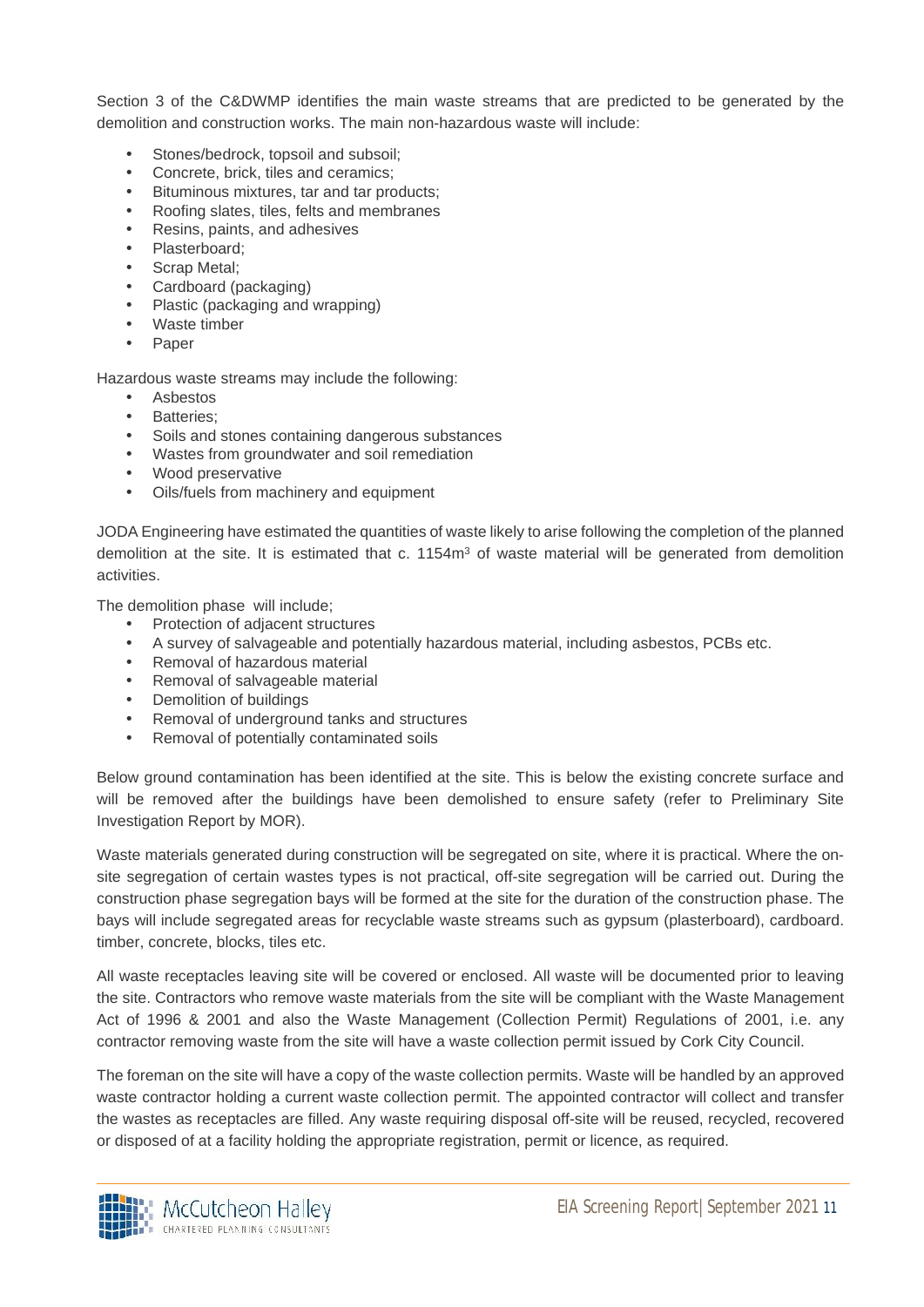Section 3 of the C&DWMP identifies the main waste streams that are predicted to be generated by the demolition and construction works. The main non-hazardous waste will include:

- Stones/bedrock, topsoil and subsoil;
- Concrete, brick, tiles and ceramics;
- Bituminous mixtures, tar and tar products;
- Roofing slates, tiles, felts and membranes
- Resins, paints, and adhesives
- Plasterboard;
- Scrap Metal;
- Cardboard (packaging)
- Plastic (packaging and wrapping)
- Waste timber
- Paper

Hazardous waste streams may include the following:

- Asbestos
- Batteries;
- Soils and stones containing dangerous substances
- Wastes from groundwater and soil remediation
- Wood preservative
- Oils/fuels from machinery and equipment

JODA Engineering have estimated the quantities of waste likely to arise following the completion of the planned demolition at the site. It is estimated that c. 1154m$^3$ of waste material will be generated from demolition activities.

The demolition phase will include;

- Protection of adjacent structures
- A survey of salvageable and potentially hazardous material, including asbestos, PCBs etc.
- Removal of hazardous material
- Removal of salvageable material
- Demolition of buildings
- Removal of underground tanks and structures
- Removal of potentially contaminated soils

Below ground contamination has been identified at the site. This is below the existing concrete surface and will be removed after the buildings have been demolished to ensure safety (refer to Preliminary Site Investigation Report by MOR).

Waste materials generated during construction will be segregated on site, where it is practical. Where the on-site segregation of certain wastes types is not practical, off-site segregation will be carried out. During the construction phase segregation bays will be formed at the site for the duration of the construction phase. The bays will include segregated areas for recyclable waste streams such as gypsum (plasterboard), cardboard. timber, concrete, blocks, tiles etc.

All waste receptacles leaving site will be covered or enclosed. All waste will be documented prior to leaving the site. Contractors who remove waste materials from the site will be compliant with the Waste Management Act of 1996 & 2001 and also the Waste Management (Collection Permit) Regulations of 2001, i.e. any contractor removing waste from the site will have a waste collection permit issued by Cork City Council.

The foreman on the site will have a copy of the waste collection permits. Waste will be handled by an approved waste contractor holding a current waste collection permit. The appointed contractor will collect and transfer the wastes as receptacles are filled. Any waste requiring disposal off-site will be reused, recycled, recovered or disposed of at a facility holding the appropriate registration, permit or licence, as required.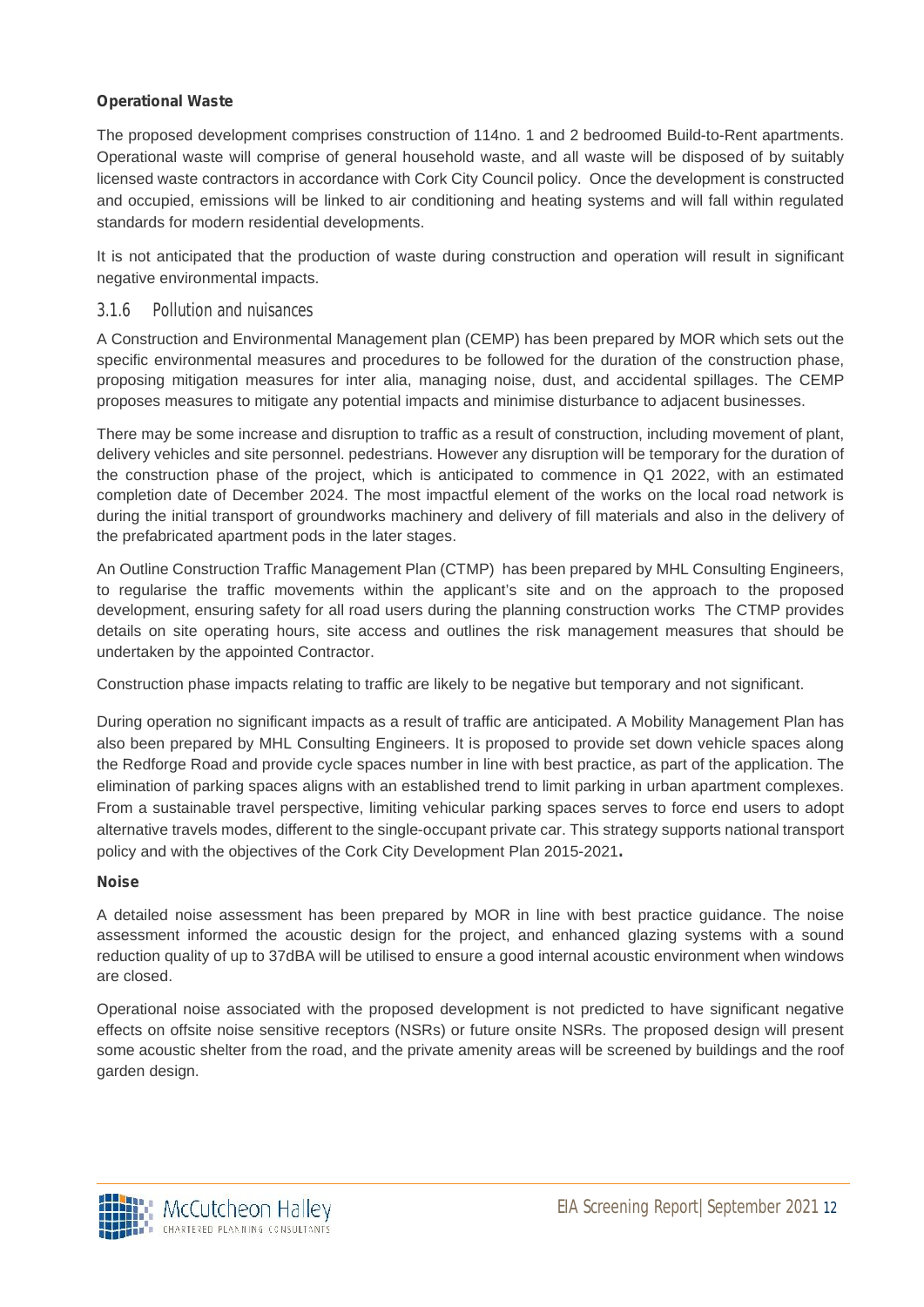**Operational Waste**

The proposed development comprises construction of 114no. 1 and 2 bedroomed Build-to-Rent apartments. Operational waste will comprise of general household waste, and all waste will be disposed of by suitably licensed waste contractors in accordance with Cork City Council policy. Once the development is constructed and occupied, emissions will be linked to air conditioning and heating systems and will fall within regulated standards for modern residential developments.

It is not anticipated that the production of waste during construction and operation will result in significant negative environmental impacts.

### 3.1.6 Pollution and nuisances

A Construction and Environmental Management plan (CEMP) has been prepared by MOR which sets out the specific environmental measures and procedures to be followed for the duration of the construction phase, proposing mitigation measures for inter alia, managing noise, dust, and accidental spillages. The CEMP proposes measures to mitigate any potential impacts and minimise disturbance to adjacent businesses.

There may be some increase and disruption to traffic as a result of construction, including movement of plant, delivery vehicles and site personnel. pedestrians. However any disruption will be temporary for the duration of the construction phase of the project, which is anticipated to commence in Q1 2022, with an estimated completion date of December 2024. The most impactful element of the works on the local road network is during the initial transport of groundworks machinery and delivery of fill materials and also in the delivery of the prefabricated apartment pods in the later stages.

An Outline Construction Traffic Management Plan (CTMP) has been prepared by MHL Consulting Engineers, to regularise the traffic movements within the applicant's site and on the approach to the proposed development, ensuring safety for all road users during the planning construction works The CTMP provides details on site operating hours, site access and outlines the risk management measures that should be undertaken by the appointed Contractor.

Construction phase impacts relating to traffic are likely to be negative but temporary and not significant.

During operation no significant impacts as a result of traffic are anticipated. A Mobility Management Plan has also been prepared by MHL Consulting Engineers. It is proposed to provide set down vehicle spaces along the Redforge Road and provide cycle spaces number in line with best practice, as part of the application. The elimination of parking spaces aligns with an established trend to limit parking in urban apartment complexes. From a sustainable travel perspective, limiting vehicular parking spaces serves to force end users to adopt alternative travels modes, different to the single-occupant private car. This strategy supports national transport policy and with the objectives of the Cork City Development Plan 2015-2021**.**

**Noise**

A detailed noise assessment has been prepared by MOR in line with best practice guidance. The noise assessment informed the acoustic design for the project, and enhanced glazing systems with a sound reduction quality of up to 37dBA will be utilised to ensure a good internal acoustic environment when windows are closed.

Operational noise associated with the proposed development is not predicted to have significant negative effects on offsite noise sensitive receptors (NSRs) or future onsite NSRs. The proposed design will present some acoustic shelter from the road, and the private amenity areas will be screened by buildings and the roof garden design.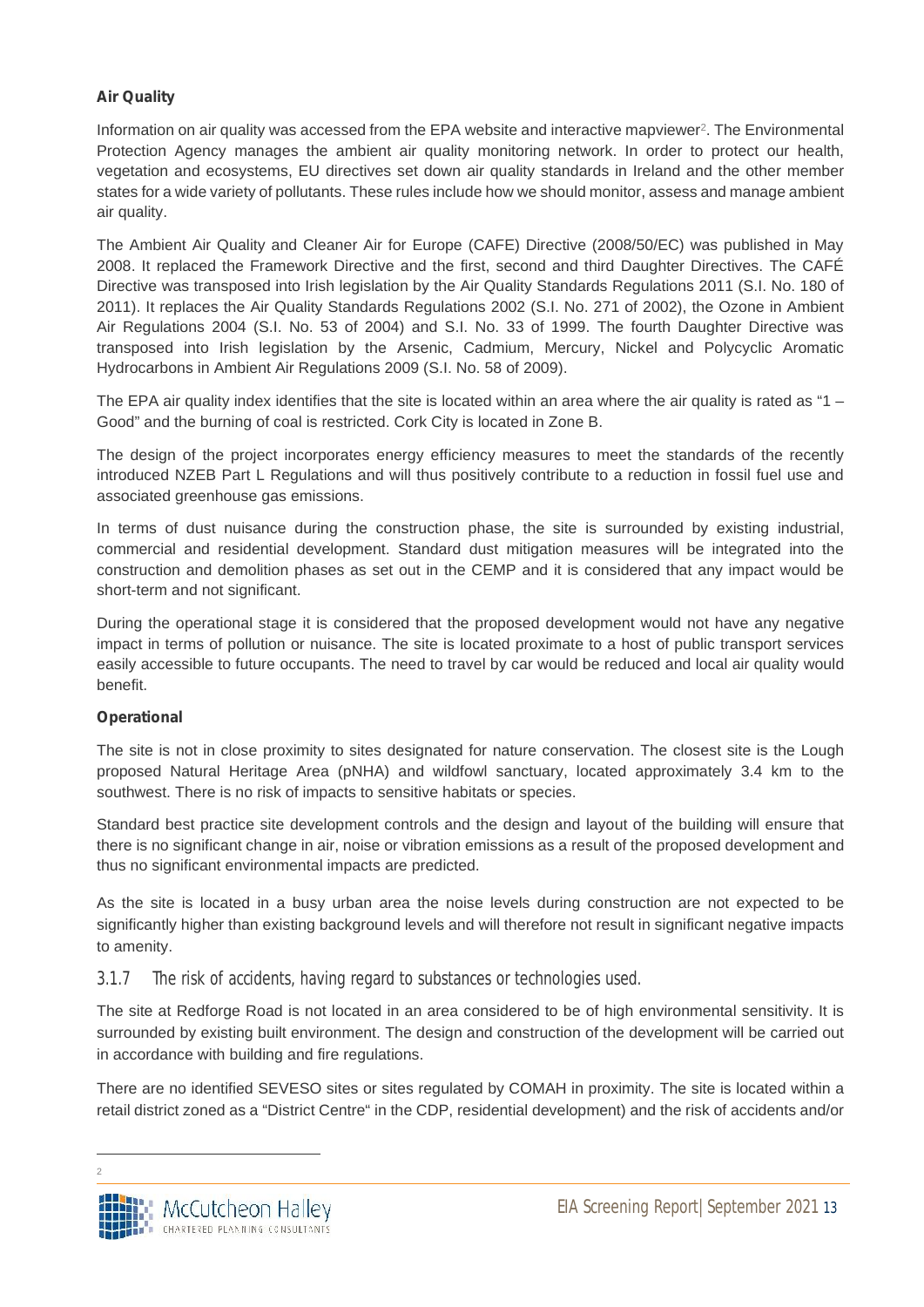**Air Quality**

Information on air quality was accessed from the EPA website and interactive mapviewer[2]. The Environmental Protection Agency manages the ambient air quality monitoring network. In order to protect our health, vegetation and ecosystems, EU directives set down air quality standards in Ireland and the other member states for a wide variety of pollutants. These rules include how we should monitor, assess and manage ambient air quality.

The Ambient Air Quality and Cleaner Air for Europe (CAFE) Directive (2008/50/EC) was published in May 2008. It replaced the Framework Directive and the first, second and third Daughter Directives. The CAFÉ Directive was transposed into Irish legislation by the Air Quality Standards Regulations 2011 (S.I. No. 180 of 2011). It replaces the Air Quality Standards Regulations 2002 (S.I. No. 271 of 2002), the Ozone in Ambient Air Regulations 2004 (S.I. No. 53 of 2004) and S.I. No. 33 of 1999. The fourth Daughter Directive was transposed into Irish legislation by the Arsenic, Cadmium, Mercury, Nickel and Polycyclic Aromatic Hydrocarbons in Ambient Air Regulations 2009 (S.I. No. 58 of 2009).

The EPA air quality index identifies that the site is located within an area where the air quality is rated as "1 – Good" and the burning of coal is restricted. Cork City is located in Zone B.

The design of the project incorporates energy efficiency measures to meet the standards of the recently introduced NZEB Part L Regulations and will thus positively contribute to a reduction in fossil fuel use and associated greenhouse gas emissions.

In terms of dust nuisance during the construction phase, the site is surrounded by existing industrial, commercial and residential development. Standard dust mitigation measures will be integrated into the construction and demolition phases as set out in the CEMP and it is considered that any impact would be short-term and not significant.

During the operational stage it is considered that the proposed development would not have any negative impact in terms of pollution or nuisance. The site is located proximate to a host of public transport services easily accessible to future occupants. The need to travel by car would be reduced and local air quality would benefit.

**Operational**

The site is not in close proximity to sites designated for nature conservation. The closest site is the Lough proposed Natural Heritage Area (pNHA) and wildfowl sanctuary, located approximately 3.4 km to the southwest. There is no risk of impacts to sensitive habitats or species.

Standard best practice site development controls and the design and layout of the building will ensure that there is no significant change in air, noise or vibration emissions as a result of the proposed development and thus no significant environmental impacts are predicted.

As the site is located in a busy urban area the noise levels during construction are not expected to be significantly higher than existing background levels and will therefore not result in significant negative impacts to amenity.

### 3.1.7 The risk of accidents, having regard to substances or technologies used.

The site at Redforge Road is not located in an area considered to be of high environmental sensitivity. It is surrounded by existing built environment. The design and construction of the development will be carried out in accordance with building and fire regulations.

There are no identified SEVESO sites or sites regulated by COMAH in proximity. The site is located within a retail district zoned as a "District Centre" in the CDP, residential development) and the risk of accidents and/or

[2]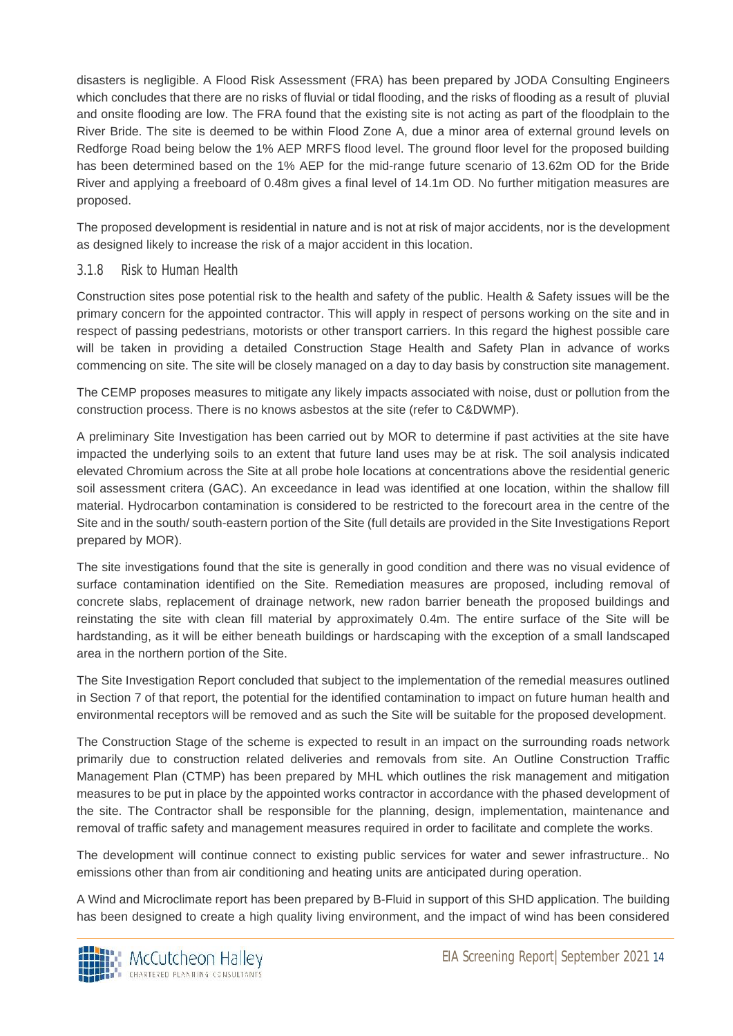disasters is negligible. A Flood Risk Assessment (FRA) has been prepared by JODA Consulting Engineers which concludes that there are no risks of fluvial or tidal flooding, and the risks of flooding as a result of pluvial and onsite flooding are low. The FRA found that the existing site is not acting as part of the floodplain to the River Bride. The site is deemed to be within Flood Zone A, due a minor area of external ground levels on Redforge Road being below the 1% AEP MRFS flood level. The ground floor level for the proposed building has been determined based on the 1% AEP for the mid-range future scenario of 13.62m OD for the Bride River and applying a freeboard of 0.48m gives a final level of 14.1m OD. No further mitigation measures are proposed.

The proposed development is residential in nature and is not at risk of major accidents, nor is the development as designed likely to increase the risk of a major accident in this location.

### 3.1.8 Risk to Human Health

Construction sites pose potential risk to the health and safety of the public. Health & Safety issues will be the primary concern for the appointed contractor. This will apply in respect of persons working on the site and in respect of passing pedestrians, motorists or other transport carriers. In this regard the highest possible care will be taken in providing a detailed Construction Stage Health and Safety Plan in advance of works commencing on site. The site will be closely managed on a day to day basis by construction site management.

The CEMP proposes measures to mitigate any likely impacts associated with noise, dust or pollution from the construction process. There is no knows asbestos at the site (refer to C&DWMP).

A preliminary Site Investigation has been carried out by MOR to determine if past activities at the site have impacted the underlying soils to an extent that future land uses may be at risk. The soil analysis indicated elevated Chromium across the Site at all probe hole locations at concentrations above the residential generic soil assessment critera (GAC). An exceedance in lead was identified at one location, within the shallow fill material. Hydrocarbon contamination is considered to be restricted to the forecourt area in the centre of the Site and in the south/ south-eastern portion of the Site (full details are provided in the Site Investigations Report prepared by MOR).

The site investigations found that the site is generally in good condition and there was no visual evidence of surface contamination identified on the Site. Remediation measures are proposed, including removal of concrete slabs, replacement of drainage network, new radon barrier beneath the proposed buildings and reinstating the site with clean fill material by approximately 0.4m. The entire surface of the Site will be hardstanding, as it will be either beneath buildings or hardscaping with the exception of a small landscaped area in the northern portion of the Site.

The Site Investigation Report concluded that subject to the implementation of the remedial measures outlined in Section 7 of that report, the potential for the identified contamination to impact on future human health and environmental receptors will be removed and as such the Site will be suitable for the proposed development.

The Construction Stage of the scheme is expected to result in an impact on the surrounding roads network primarily due to construction related deliveries and removals from site. An Outline Construction Traffic Management Plan (CTMP) has been prepared by MHL which outlines the risk management and mitigation measures to be put in place by the appointed works contractor in accordance with the phased development of the site. The Contractor shall be responsible for the planning, design, implementation, maintenance and removal of traffic safety and management measures required in order to facilitate and complete the works.

The development will continue connect to existing public services for water and sewer infrastructure.. No emissions other than from air conditioning and heating units are anticipated during operation.

A Wind and Microclimate report has been prepared by B-Fluid in support of this SHD application. The building has been designed to create a high quality living environment, and the impact of wind has been considered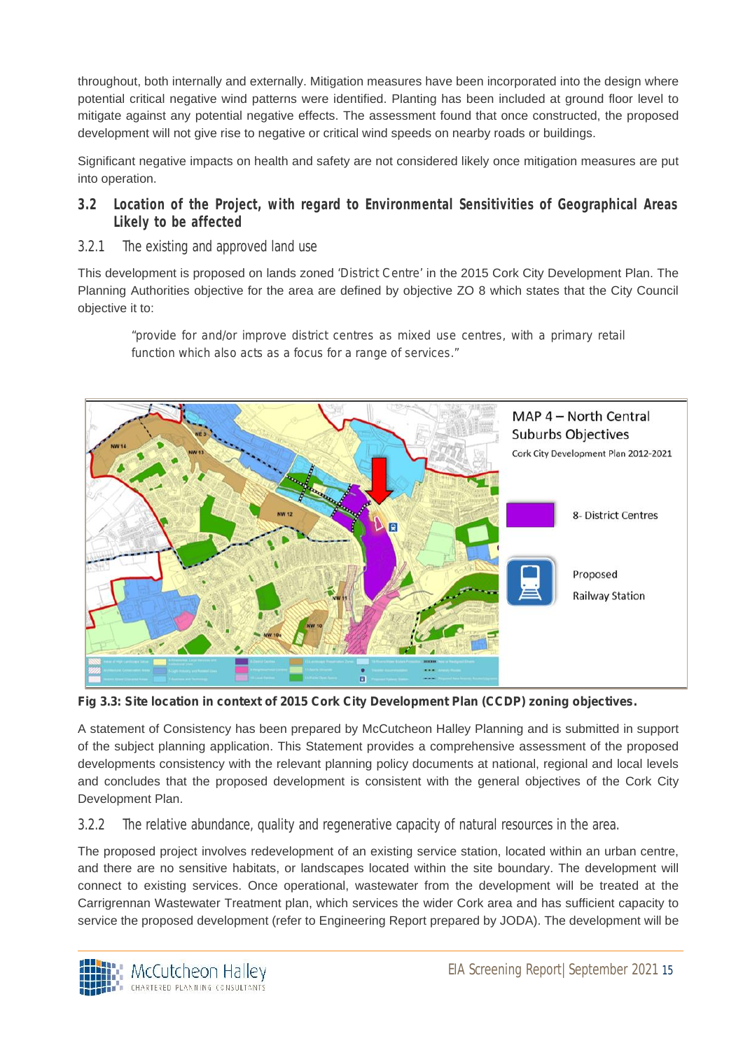throughout, both internally and externally. Mitigation measures have been incorporated into the design where potential critical negative wind patterns were identified. Planting has been included at ground floor level to mitigate against any potential negative effects. The assessment found that once constructed, the proposed development will not give rise to negative or critical wind speeds on nearby roads or buildings.

Significant negative impacts on health and safety are not considered likely once mitigation measures are put into operation.

## 3.2 Location of the Project, with regard to Environmental Sensitivities of Geographical Areas Likely to be affected

### 3.2.1 The existing and approved land use

This development is proposed on lands zoned 'District Centre' in the 2015 Cork City Development Plan. The Planning Authorities objective for the area are defined by objective ZO 8 which states that the City Council objective it to:

> "provide for and/or improve district centres as mixed use centres, with a primary retail function which also acts as a focus for a range of services."

**Fig 3.3: Site location in context of 2015 Cork City Development Plan (CCDP) zoning objectives.**

A statement of Consistency has been prepared by McCutcheon Halley Planning and is submitted in support of the subject planning application. This Statement provides a comprehensive assessment of the proposed developments consistency with the relevant planning policy documents at national, regional and local levels and concludes that the proposed development is consistent with the general objectives of the Cork City Development Plan.

### 3.2.2 The relative abundance, quality and regenerative capacity of natural resources in the area.

The proposed project involves redevelopment of an existing service station, located within an urban centre, and there are no sensitive habitats, or landscapes located within the site boundary. The development will connect to existing services. Once operational, wastewater from the development will be treated at the Carrigrennan Wastewater Treatment plan, which services the wider Cork area and has sufficient capacity to service the proposed development (refer to Engineering Report prepared by JODA). The development will be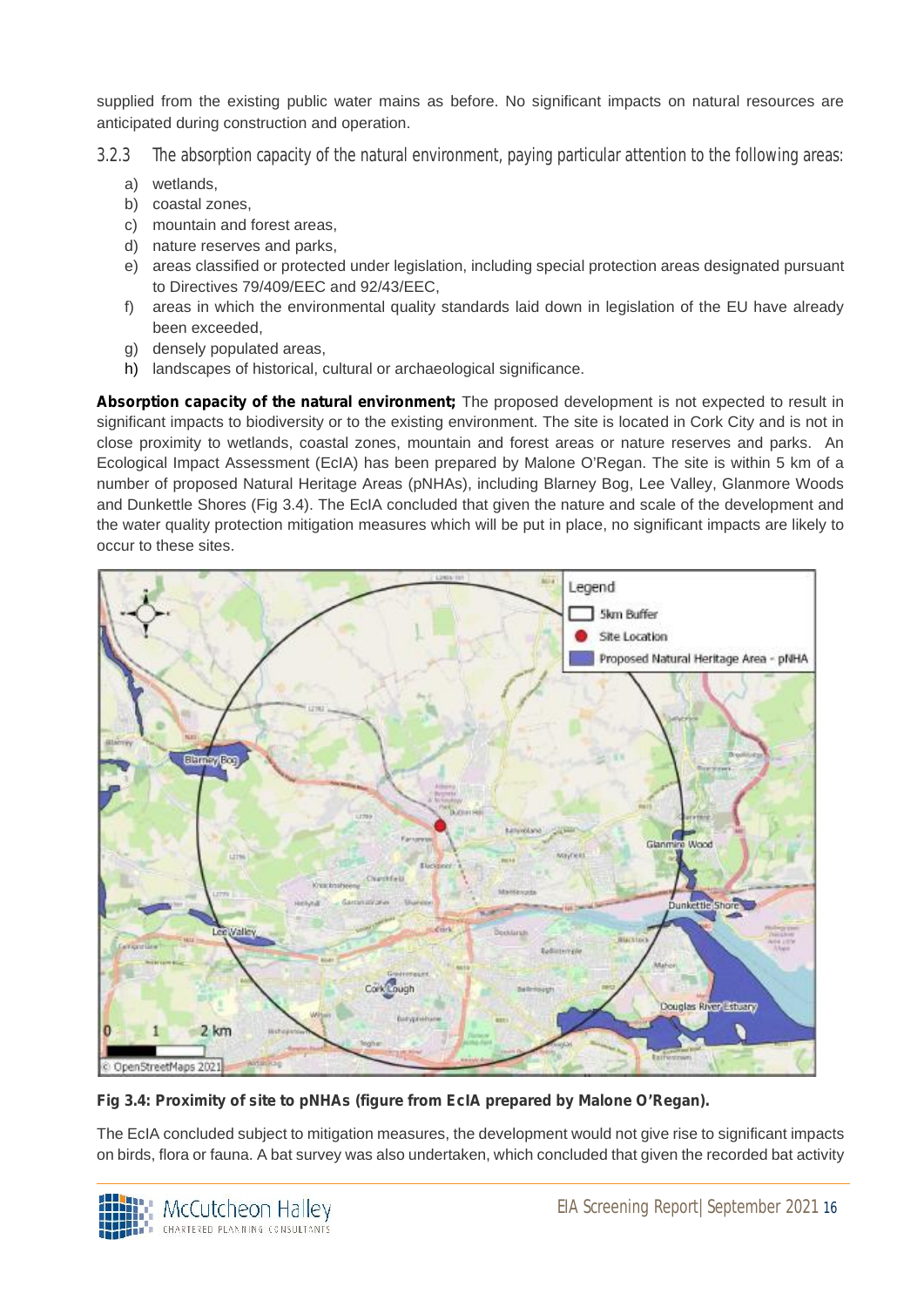supplied from the existing public water mains as before. No significant impacts on natural resources are anticipated during construction and operation.

### 3.2.3 The absorption capacity of the natural environment, paying particular attention to the following areas:

a) wetlands,
b) coastal zones,
c) mountain and forest areas,
d) nature reserves and parks,
e) areas classified or protected under legislation, including special protection areas designated pursuant to Directives 79/409/EEC and 92/43/EEC,
f) areas in which the environmental quality standards laid down in legislation of the EU have already been exceeded,
g) densely populated areas,
h) landscapes of historical, cultural or archaeological significance.

**Absorption capacity of the natural environment;** The proposed development is not expected to result in significant impacts to biodiversity or to the existing environment. The site is located in Cork City and is not in close proximity to wetlands, coastal zones, mountain and forest areas or nature reserves and parks. An Ecological Impact Assessment (EcIA) has been prepared by Malone O'Regan. The site is within 5 km of a number of proposed Natural Heritage Areas (pNHAs), including Blarney Bog, Lee Valley, Glanmore Woods and Dunkettle Shores (Fig 3.4). The EcIA concluded that given the nature and scale of the development and the water quality protection mitigation measures which will be put in place, no significant impacts are likely to occur to these sites.

**Fig 3.4: Proximity of site to pNHAs (figure from EcIA prepared by Malone O'Regan).**

The EcIA concluded subject to mitigation measures, the development would not give rise to significant impacts on birds, flora or fauna. A bat survey was also undertaken, which concluded that given the recorded bat activity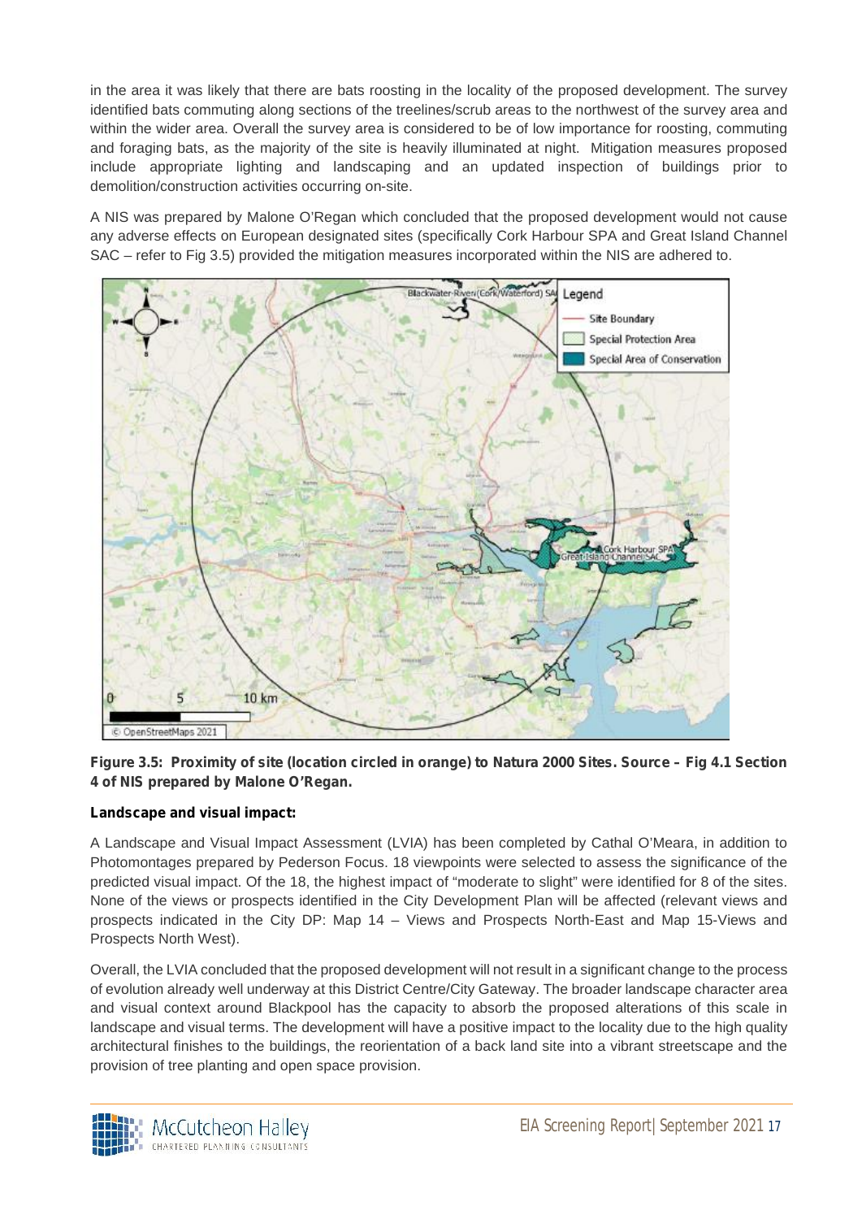in the area it was likely that there are bats roosting in the locality of the proposed development. The survey identified bats commuting along sections of the treelines/scrub areas to the northwest of the survey area and within the wider area. Overall the survey area is considered to be of low importance for roosting, commuting and foraging bats, as the majority of the site is heavily illuminated at night. Mitigation measures proposed include appropriate lighting and landscaping and an updated inspection of buildings prior to demolition/construction activities occurring on-site.

A NIS was prepared by Malone O'Regan which concluded that the proposed development would not cause any adverse effects on European designated sites (specifically Cork Harbour SPA and Great Island Channel SAC – refer to Fig 3.5) provided the mitigation measures incorporated within the NIS are adhered to.

**Figure 3.5: Proximity of site (location circled in orange) to Natura 2000 Sites. Source – Fig 4.1 Section 4 of NIS prepared by Malone O'Regan.**

**Landscape and visual impact:**

A Landscape and Visual Impact Assessment (LVIA) has been completed by Cathal O'Meara, in addition to Photomontages prepared by Pederson Focus. 18 viewpoints were selected to assess the significance of the predicted visual impact. Of the 18, the highest impact of "moderate to slight" were identified for 8 of the sites. None of the views or prospects identified in the City Development Plan will be affected (relevant views and prospects indicated in the City DP: Map 14 – Views and Prospects North-East and Map 15-Views and Prospects North West).

Overall, the LVIA concluded that the proposed development will not result in a significant change to the process of evolution already well underway at this District Centre/City Gateway. The broader landscape character area and visual context around Blackpool has the capacity to absorb the proposed alterations of this scale in landscape and visual terms. The development will have a positive impact to the locality due to the high quality architectural finishes to the buildings, the reorientation of a back land site into a vibrant streetscape and the provision of tree planting and open space provision.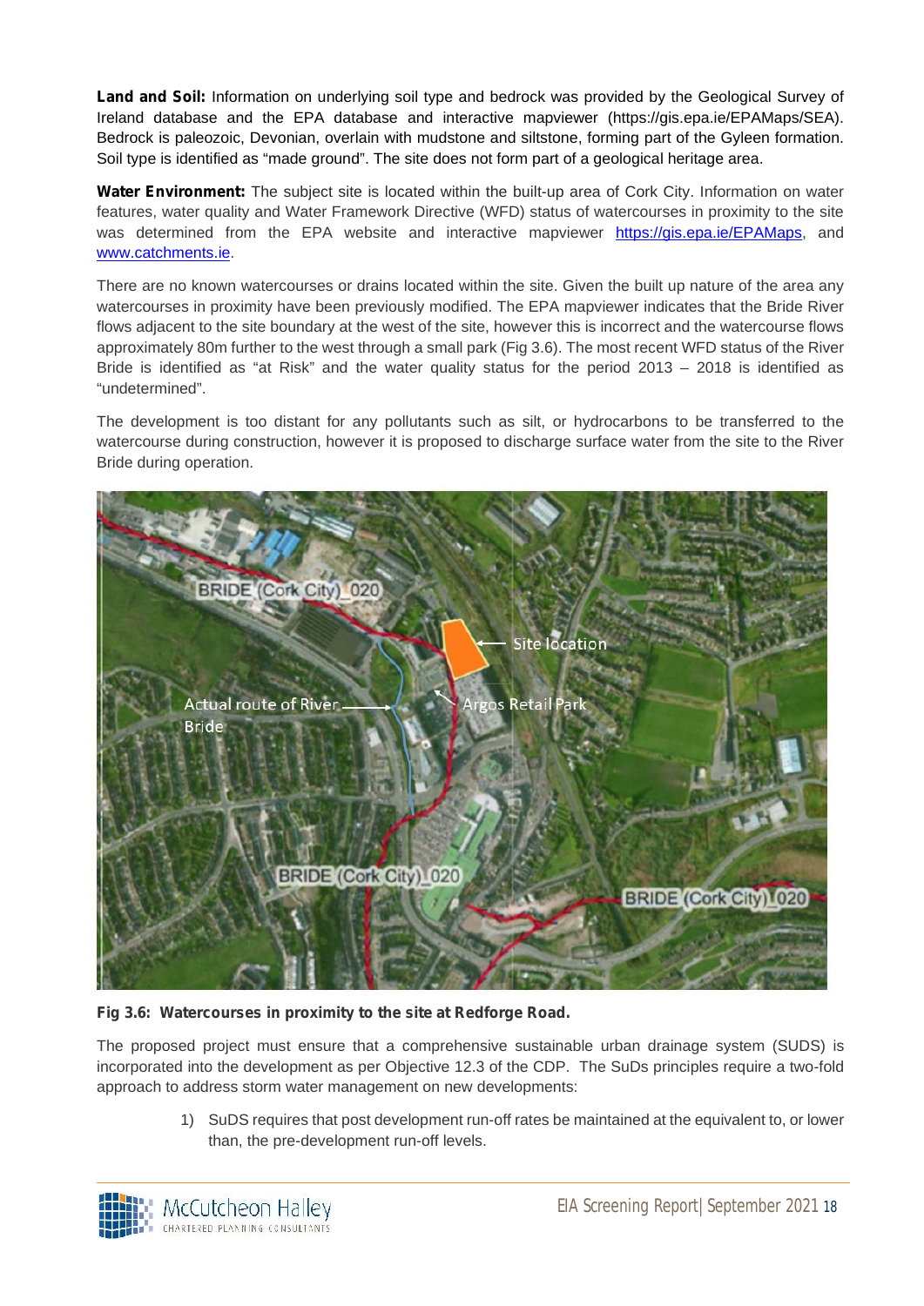**Land and Soil:** Information on underlying soil type and bedrock was provided by the Geological Survey of Ireland database and the EPA database and interactive mapviewer (https://gis.epa.ie/EPAMaps/SEA). Bedrock is paleozoic, Devonian, overlain with mudstone and siltstone, forming part of the Gyleen formation. Soil type is identified as "made ground". The site does not form part of a geological heritage area.

**Water Environment:** The subject site is located within the built-up area of Cork City. Information on water features, water quality and Water Framework Directive (WFD) status of watercourses in proximity to the site was determined from the EPA website and interactive mapviewer https://gis.epa.ie/EPAMaps, and www.catchments.ie.

There are no known watercourses or drains located within the site. Given the built up nature of the area any watercourses in proximity have been previously modified. The EPA mapviewer indicates that the Bride River flows adjacent to the site boundary at the west of the site, however this is incorrect and the watercourse flows approximately 80m further to the west through a small park (Fig 3.6). The most recent WFD status of the River Bride is identified as "at Risk" and the water quality status for the period 2013 – 2018 is identified as "undetermined".

The development is too distant for any pollutants such as silt, or hydrocarbons to be transferred to the watercourse during construction, however it is proposed to discharge surface water from the site to the River Bride during operation.

**Fig 3.6: Watercourses in proximity to the site at Redforge Road.**

The proposed project must ensure that a comprehensive sustainable urban drainage system (SUDS) is incorporated into the development as per Objective 12.3 of the CDP. The SuDs principles require a two-fold approach to address storm water management on new developments:

1) SuDS requires that post development run-off rates be maintained at the equivalent to, or lower than, the pre-development run-off levels.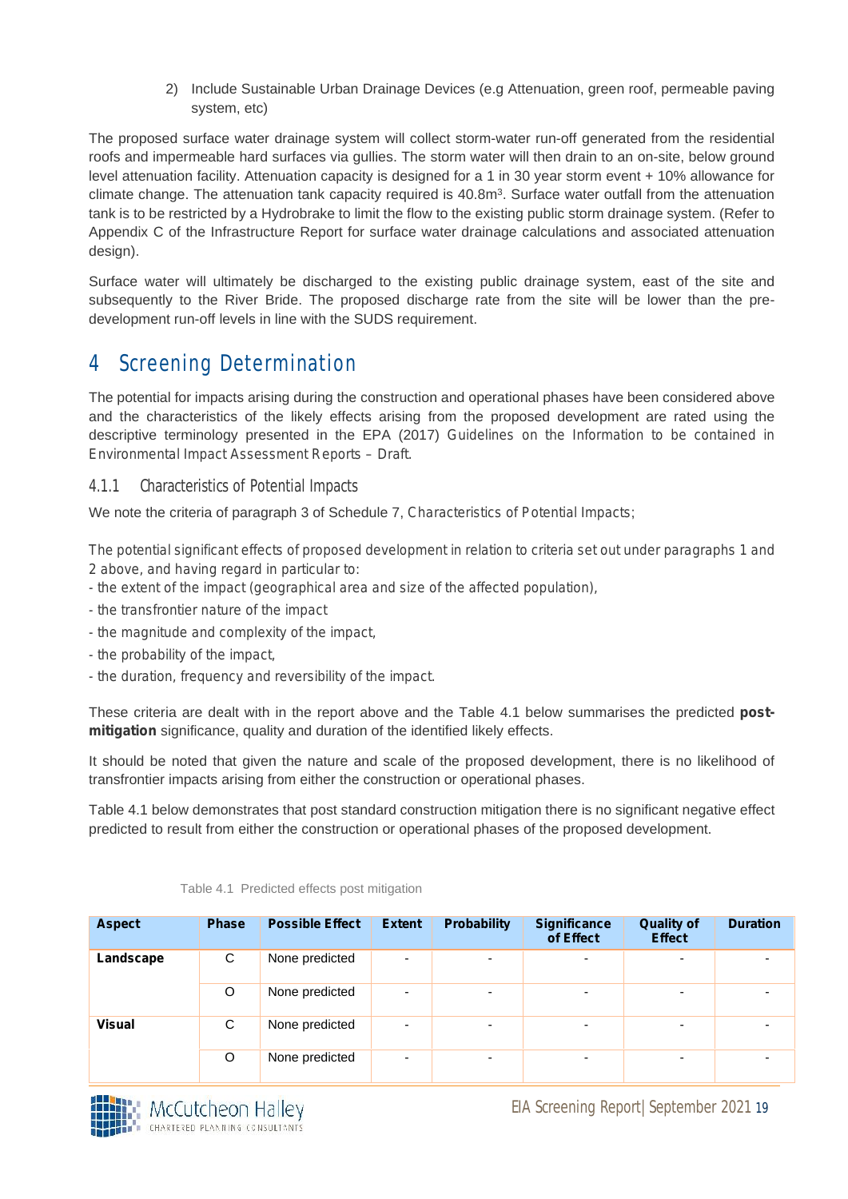2) Include Sustainable Urban Drainage Devices (e.g Attenuation, green roof, permeable paving system, etc)

The proposed surface water drainage system will collect storm-water run-off generated from the residential roofs and impermeable hard surfaces via gullies. The storm water will then drain to an on-site, below ground level attenuation facility. Attenuation capacity is designed for a 1 in 30 year storm event + 10% allowance for climate change. The attenuation tank capacity required is $40.8m^3$. Surface water outfall from the attenuation tank is to be restricted by a Hydrobrake to limit the flow to the existing public storm drainage system. (Refer to Appendix C of the Infrastructure Report for surface water drainage calculations and associated attenuation design).

Surface water will ultimately be discharged to the existing public drainage system, east of the site and subsequently to the River Bride. The proposed discharge rate from the site will be lower than the pre-development run-off levels in line with the SUDS requirement.

# 4 Screening Determination

The potential for impacts arising during the construction and operational phases have been considered above and the characteristics of the likely effects arising from the proposed development are rated using the descriptive terminology presented in the EPA (2017) *Guidelines on the Information to be contained in Environmental Impact Assessment Reports – Draft.*

### 4.1.1 Characteristics of Potential Impacts

We note the criteria of paragraph 3 of Schedule 7, *Characteristics of Potential Impacts;*

*The potential significant effects of proposed development in relation to criteria set out under paragraphs 1 and 2 above, and having regard in particular to:*
*- the extent of the impact (geographical area and size of the affected population),*
*- the transfrontier nature of the impact*
*- the magnitude and complexity of the impact,*
*- the probability of the impact,*
*- the duration, frequency and reversibility of the impact.*

These criteria are dealt with in the report above and the Table 4.1 below summarises the predicted **post-mitigation** significance, quality and duration of the identified likely effects.

It should be noted that given the nature and scale of the proposed development, there is no likelihood of transfrontier impacts arising from either the construction or operational phases.

Table 4.1 below demonstrates that post standard construction mitigation there is no significant negative effect predicted to result from either the construction or operational phases of the proposed development.

Table 4.1 Predicted effects post mitigation

| Aspect | Phase | Possible Effect | Extent | Probability | Significance of Effect | Quality of Effect | Duration |
|---|---|---|---|---|---|---|---|
| **Landscape** | C | None predicted | - | - | - | - | - |
| | O | None predicted | - | - | - | - | - |
| **Visual** | C | None predicted | - | - | - | - | - |
| | O | None predicted | - | - | - | - | - |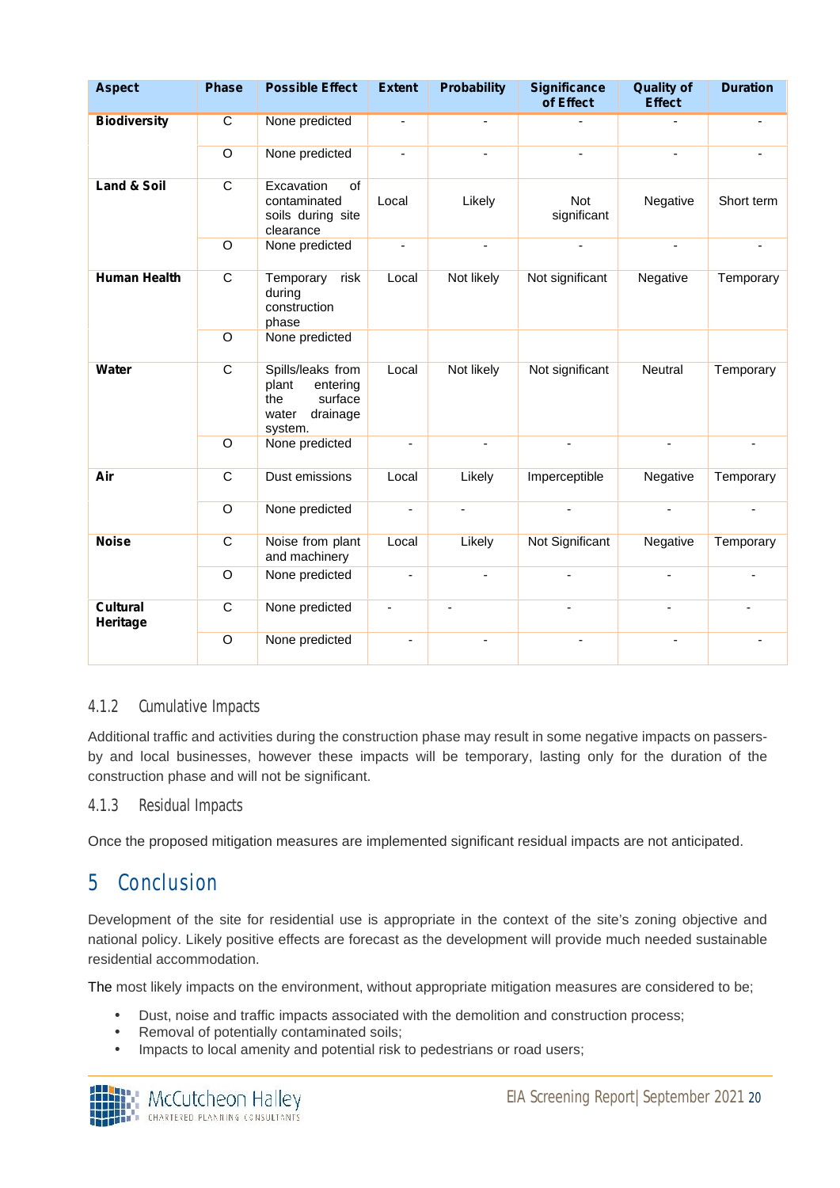| Aspect | Phase | Possible Effect | Extent | Probability | Significance of Effect | Quality of Effect | Duration |
|---|---|---|---|---|---|---|---|
| **Biodiversity** | C | None predicted | - | - | - | - | - |
| | O | None predicted | - | - | - | - | - |
| **Land & Soil** | C | Excavation of contaminated soils during site clearance | Local | Likely | Not significant | Negative | Short term |
| | O | None predicted | - | - | - | - | - |
| **Human Health** | C | Temporary risk during construction phase | Local | Not likely | Not significant | Negative | Temporary |
| | O | None predicted | | | | | |
| **Water** | C | Spills/leaks from plant entering the surface water drainage system. | Local | Not likely | Not significant | Neutral | Temporary |
| | O | None predicted | - | - | - | - | - |
| **Air** | C | Dust emissions | Local | Likely | Imperceptible | Negative | Temporary |
| | O | None predicted | - | - | - | - | - |
| **Noise** | C | Noise from plant and machinery | Local | Likely | Not Significant | Negative | Temporary |
| | O | None predicted | - | - | - | - | - |
| **Cultural Heritage** | C | None predicted | - | - | - | - | - |
| | O | None predicted | - | - | - | - | - |

### 4.1.2 Cumulative Impacts

Additional traffic and activities during the construction phase may result in some negative impacts on passers-by and local businesses, however these impacts will be temporary, lasting only for the duration of the construction phase and will not be significant.

### 4.1.3 Residual Impacts

Once the proposed mitigation measures are implemented significant residual impacts are not anticipated.

# 5 Conclusion

Development of the site for residential use is appropriate in the context of the site's zoning objective and national policy. Likely positive effects are forecast as the development will provide much needed sustainable residential accommodation.

The most likely impacts on the environment, without appropriate mitigation measures are considered to be;

- Dust, noise and traffic impacts associated with the demolition and construction process;
- Removal of potentially contaminated soils;
- Impacts to local amenity and potential risk to pedestrians or road users;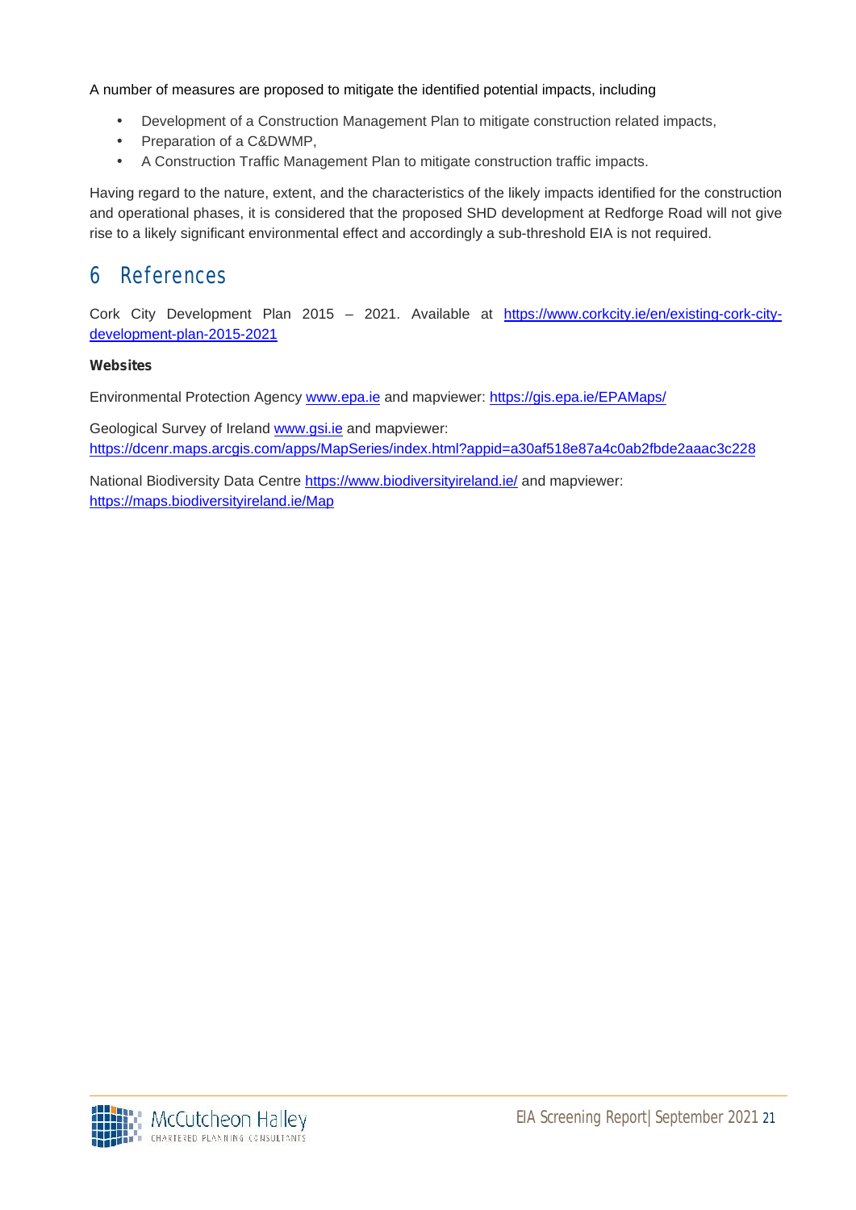A number of measures are proposed to mitigate the identified potential impacts, including

- Development of a Construction Management Plan to mitigate construction related impacts,
- Preparation of a C&DWMP,
- A Construction Traffic Management Plan to mitigate construction traffic impacts.

Having regard to the nature, extent, and the characteristics of the likely impacts identified for the construction and operational phases, it is considered that the proposed SHD development at Redforge Road will not give rise to a likely significant environmental effect and accordingly a sub-threshold EIA is not required.

# 6 References

Cork City Development Plan 2015 – 2021. Available at https://www.corkcity.ie/en/existing-cork-city-development-plan-2015-2021

**Websites**

Environmental Protection Agency www.epa.ie and mapviewer: https://gis.epa.ie/EPAMaps/

Geological Survey of Ireland www.gsi.ie and mapviewer: https://dcenr.maps.arcgis.com/apps/MapSeries/index.html?appid=a30af518e87a4c0ab2fbde2aaac3c228

National Biodiversity Data Centre https://www.biodiversityireland.ie/ and mapviewer: https://maps.biodiversityireland.ie/Map